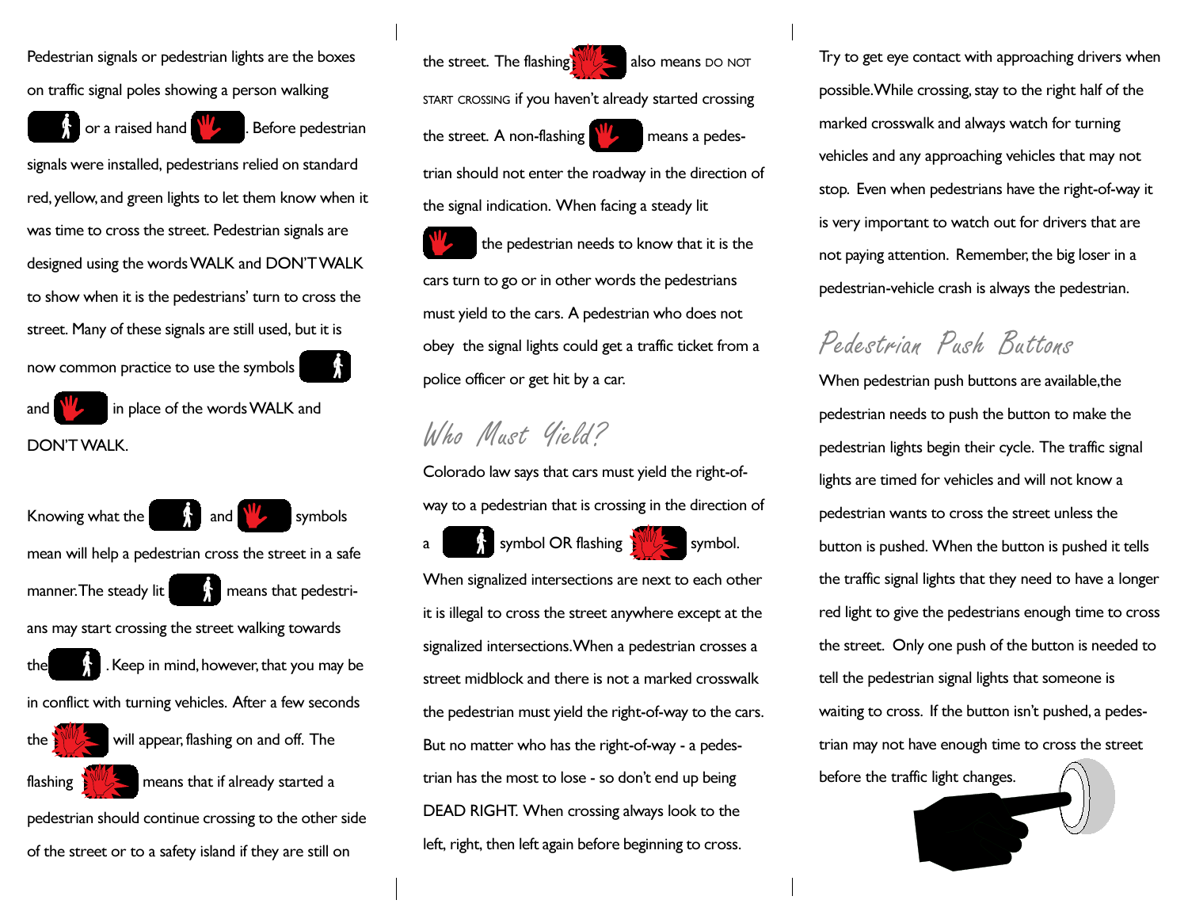Pedestrian signals or pedestrian lights are the boxes on traffic signal poles showing a person walking or a raised hand. Before pedestrian signals were installed, pedestrians relied on standard red, yellow, and green lights to let them know when it was time to cross the street. Pedestrian signals are designed using the words WALK and DON'T WALK to show when it is the pedestrians' turn to cross the street. Many of these signals are still used, but it is now common practice to use the symbols and in place of the words WALK and DON'T WALK.

Knowing what the and symbols mean will help a pedestrian cross the street in a safe manner. The steady lit means that pedestrians may start crossing the street walking towards the. Keep in mind, however, that you may be in conflict with turning vehicles. After a few seconds the will appear, flashing on and off. The flashing means that if already started a pedestrian should continue crossing to the other side of the street or to a safety island if they are still on the street. The flashing also means DO NOT START CROSSING if you haven't already started crossing the street. A non-flashing means a pedestrian should not enter the roadway in the direction of the signal indication. When facing a steady lit the pedestrian needs to know that it is the cars turn to go or in other words the pedestrians must yield to the cars. A pedestrian who does not obey the signal lights could get a traffic ticket from a police officer or get hit by a car.

## Who Must Yield?

Colorado law says that cars must yield the right-of-way to a pedestrian that is crossing in the direction of a symbol OR flashing symbol. When signalized intersections are next to each other it is illegal to cross the street anywhere except at the signalized intersections. When a pedestrian crosses a street midblock and there is not a marked crosswalk the pedestrian must yield the right-of-way to the cars. But no matter who has the right-of-way - a pedestrian has the most to lose - so don't end up being DEAD RIGHT. When crossing always look to the left, right, then left again before beginning to cross. Try to get eye contact with approaching drivers when possible. While crossing, stay to the right half of the marked crosswalk and always watch for turning vehicles and any approaching vehicles that may not stop. Even when pedestrians have the right-of-way it is very important to watch out for drivers that are not paying attention. Remember, the big loser in a pedestrian-vehicle crash is always the pedestrian.

## Pedestrian Push Buttons

When pedestrian push buttons are available, the pedestrian needs to push the button to make the pedestrian lights begin their cycle. The traffic signal lights are timed for vehicles and will not know a pedestrian wants to cross the street unless the button is pushed. When the button is pushed it tells the traffic signal lights that they need to have a longer red light to give the pedestrians enough time to cross the street. Only one push of the button is needed to tell the pedestrian signal lights that someone is waiting to cross. If the button isn't pushed, a pedestrian may not have enough time to cross the street before the traffic light changes.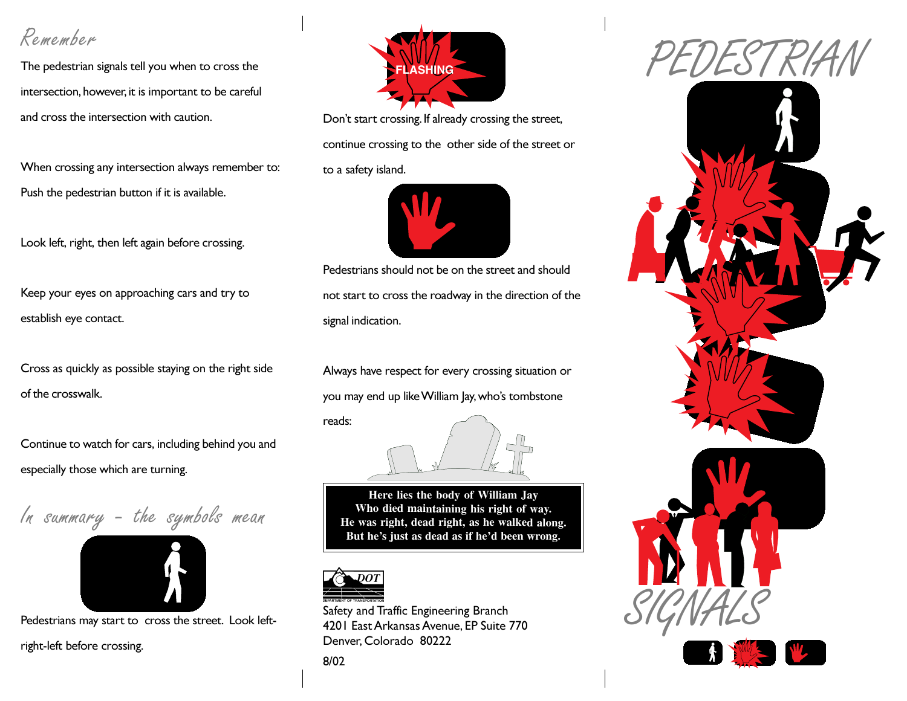## Remember

The pedestrian signals tell you when to cross the intersection, however, it is important to be careful and cross the intersection with caution.

When crossing any intersection always remember to:

Push the pedestrian button if it is available.

Look left, right, then left again before crossing.

Keep your eyes on approaching cars and try to establish eye contact.

Cross as quickly as possible staying on the right side of the crosswalk.

Continue to watch for cars, including behind you and especially those which are turning.

## In summary - the symbols mean

Pedestrians may start to cross the street. Look left-right-left before crossing.

FLASHING

Don't start crossing. If already crossing the street, continue crossing to the other side of the street or to a safety island.

Pedestrians should not be on the street and should not start to cross the roadway in the direction of the signal indication.

Always have respect for every crossing situation or you may end up like William Jay, who's tombstone reads:

**Here lies the body of William Jay**
**Who died maintaining his right of way.**
**He was right, dead right, as he walked along.**
**But he's just as dead as if he'd been wrong.**

DOT
DEPARTMENT OF TRANSPORTATION

Safety and Traffic Engineering Branch
4201 East Arkansas Avenue, EP Suite 770
Denver, Colorado 80222

8/02

# PEDESTRIAN SIGNALS